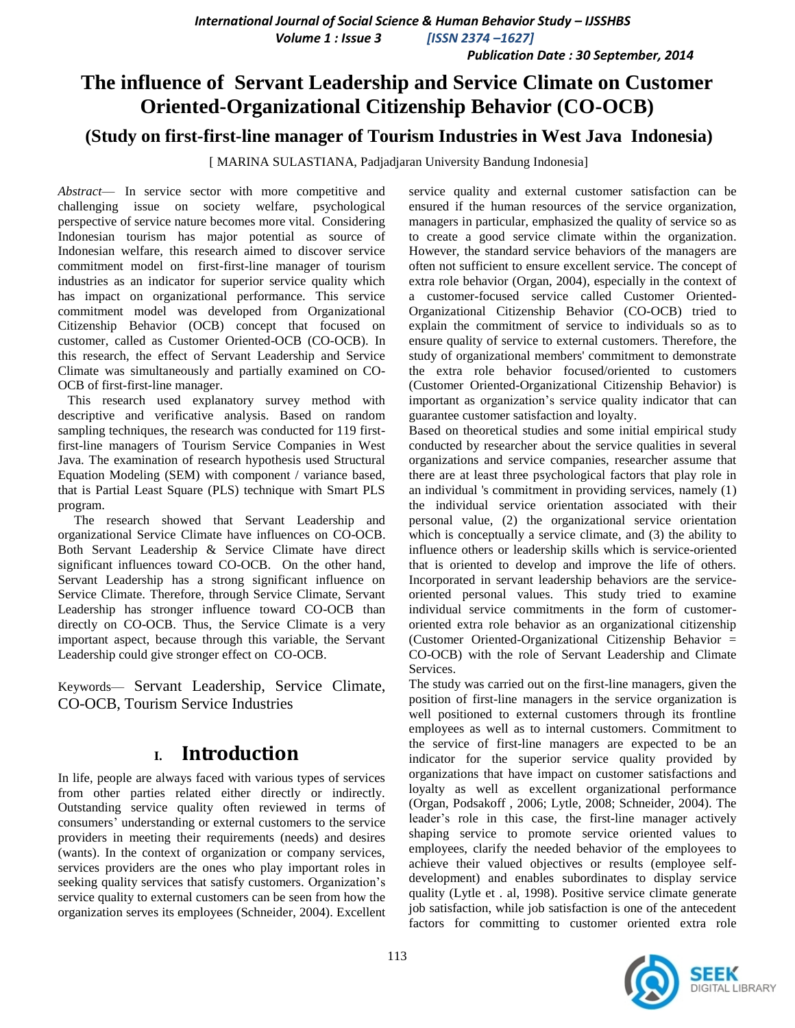# The influence of Servant Leadership and Service Climate on Customer Oriented-Organizational Citizenship Behavior (CO-OCB)

## (Study on first-first-line manager of Tourism Industries in West Java Indonesia)

[ MARINA SULASTIANA, Padjadjaran University Bandung Indonesia]

*Abstract*— In service sector with more competitive and challenging issue on society welfare, psychological perspective of service nature becomes more vital. Considering Indonesian tourism has major potential as source of Indonesian welfare, this research aimed to discover service commitment model on first-first-line manager of tourism industries as an indicator for superior service quality which has impact on organizational performance. This service commitment model was developed from Organizational Citizenship Behavior (OCB) concept that focused on customer, called as Customer Oriented-OCB (CO-OCB). In this research, the effect of Servant Leadership and Service Climate was simultaneously and partially examined on CO-OCB of first-first-line manager.

This research used explanatory survey method with descriptive and verificative analysis. Based on random sampling techniques, the research was conducted for 119 first-first-line managers of Tourism Service Companies in West Java. The examination of research hypothesis used Structural Equation Modeling (SEM) with component / variance based, that is Partial Least Square (PLS) technique with Smart PLS program.

The research showed that Servant Leadership and organizational Service Climate have influences on CO-OCB. Both Servant Leadership & Service Climate have direct significant influences toward CO-OCB. On the other hand, Servant Leadership has a strong significant influence on Service Climate. Therefore, through Service Climate, Servant Leadership has stronger influence toward CO-OCB than directly on CO-OCB. Thus, the Service Climate is a very important aspect, because through this variable, the Servant Leadership could give stronger effect on CO-OCB.

Keywords— Servant Leadership, Service Climate, CO-OCB, Tourism Service Industries

## I. Introduction

In life, people are always faced with various types of services from other parties related either directly or indirectly. Outstanding service quality often reviewed in terms of consumers' understanding or external customers to the service providers in meeting their requirements (needs) and desires (wants). In the context of organization or company services, services providers are the ones who play important roles in seeking quality services that satisfy customers. Organization's service quality to external customers can be seen from how the organization serves its employees (Schneider, 2004). Excellent service quality and external customer satisfaction can be ensured if the human resources of the service organization, managers in particular, emphasized the quality of service so as to create a good service climate within the organization. However, the standard service behaviors of the managers are often not sufficient to ensure excellent service. The concept of extra role behavior (Organ, 2004), especially in the context of a customer-focused service called Customer Oriented-Organizational Citizenship Behavior (CO-OCB) tried to explain the commitment of service to individuals so as to ensure quality of service to external customers. Therefore, the study of organizational members' commitment to demonstrate the extra role behavior focused/oriented to customers (Customer Oriented-Organizational Citizenship Behavior) is important as organization's service quality indicator that can guarantee customer satisfaction and loyalty.

Based on theoretical studies and some initial empirical study conducted by researcher about the service qualities in several organizations and service companies, researcher assume that there are at least three psychological factors that play role in an individual 's commitment in providing services, namely (1) the individual service orientation associated with their personal value, (2) the organizational service orientation which is conceptually a service climate, and (3) the ability to influence others or leadership skills which is service-oriented that is oriented to develop and improve the life of others. Incorporated in servant leadership behaviors are the service-oriented personal values. This study tried to examine individual service commitments in the form of customer-oriented extra role behavior as an organizational citizenship (Customer Oriented-Organizational Citizenship Behavior = CO-OCB) with the role of Servant Leadership and Climate Services.

The study was carried out on the first-line managers, given the position of first-line managers in the service organization is well positioned to external customers through its frontline employees as well as to internal customers. Commitment to the service of first-line managers are expected to be an indicator for the superior service quality provided by organizations that have impact on customer satisfactions and loyalty as well as excellent organizational performance (Organ, Podsakoff , 2006; Lytle, 2008; Schneider, 2004). The leader's role in this case, the first-line manager actively shaping service to promote service oriented values to employees, clarify the needed behavior of the employees to achieve their valued objectives or results (employee self-development) and enables subordinates to display service quality (Lytle et . al, 1998). Positive service climate generate job satisfaction, while job satisfaction is one of the antecedent factors for committing to customer oriented extra role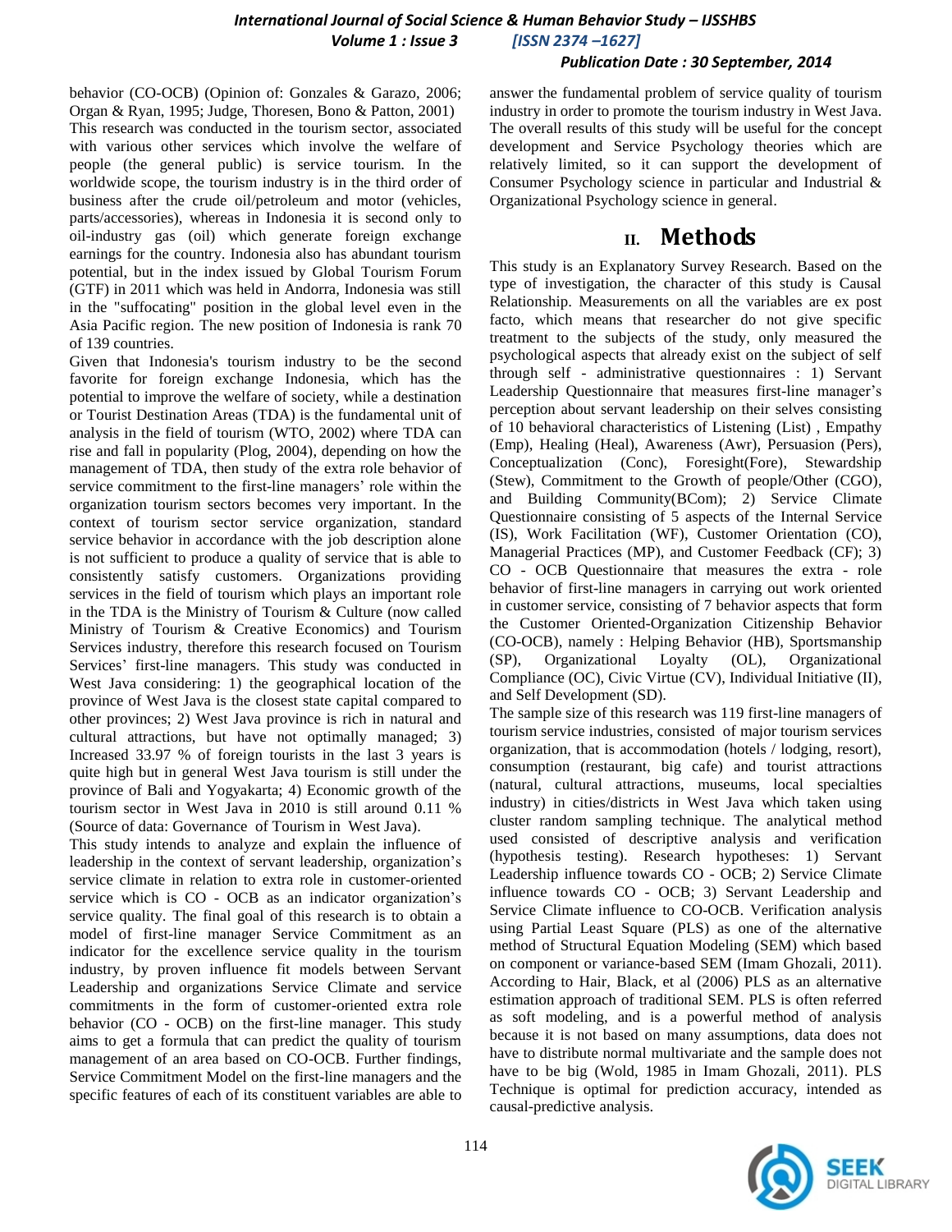behavior (CO-OCB) (Opinion of: Gonzales & Garazo, 2006; Organ & Ryan, 1995; Judge, Thoresen, Bono & Patton, 2001)

This research was conducted in the tourism sector, associated with various other services which involve the welfare of people (the general public) is service tourism. In the worldwide scope, the tourism industry is in the third order of business after the crude oil/petroleum and motor (vehicles, parts/accessories), whereas in Indonesia it is second only to oil-industry gas (oil) which generate foreign exchange earnings for the country. Indonesia also has abundant tourism potential, but in the index issued by Global Tourism Forum (GTF) in 2011 which was held in Andorra, Indonesia was still in the "suffocating" position in the global level even in the Asia Pacific region. The new position of Indonesia is rank 70 of 139 countries.

Given that Indonesia's tourism industry to be the second favorite for foreign exchange Indonesia, which has the potential to improve the welfare of society, while a destination or Tourist Destination Areas (TDA) is the fundamental unit of analysis in the field of tourism (WTO, 2002) where TDA can rise and fall in popularity (Plog, 2004), depending on how the management of TDA, then study of the extra role behavior of service commitment to the first-line managers' role within the organization tourism sectors becomes very important. In the context of tourism sector service organization, standard service behavior in accordance with the job description alone is not sufficient to produce a quality of service that is able to consistently satisfy customers. Organizations providing services in the field of tourism which plays an important role in the TDA is the Ministry of Tourism & Culture (now called Ministry of Tourism & Creative Economics) and Tourism Services industry, therefore this research focused on Tourism Services' first-line managers. This study was conducted in West Java considering: 1) the geographical location of the province of West Java is the closest state capital compared to other provinces; 2) West Java province is rich in natural and cultural attractions, but have not optimally managed; 3) Increased 33.97 % of foreign tourists in the last 3 years is quite high but in general West Java tourism is still under the province of Bali and Yogyakarta; 4) Economic growth of the tourism sector in West Java in 2010 is still around 0.11 % (Source of data: Governance of Tourism in West Java).

This study intends to analyze and explain the influence of leadership in the context of servant leadership, organization's service climate in relation to extra role in customer-oriented service which is CO - OCB as an indicator organization's service quality. The final goal of this research is to obtain a model of first-line manager Service Commitment as an indicator for the excellence service quality in the tourism industry, by proven influence fit models between Servant Leadership and organizations Service Climate and service commitments in the form of customer-oriented extra role behavior (CO - OCB) on the first-line manager. This study aims to get a formula that can predict the quality of tourism management of an area based on CO-OCB. Further findings, Service Commitment Model on the first-line managers and the specific features of each of its constituent variables are able to answer the fundamental problem of service quality of tourism industry in order to promote the tourism industry in West Java. The overall results of this study will be useful for the concept development and Service Psychology theories which are relatively limited, so it can support the development of Consumer Psychology science in particular and Industrial & Organizational Psychology science in general.

## II. Methods

This study is an Explanatory Survey Research. Based on the type of investigation, the character of this study is Causal Relationship. Measurements on all the variables are ex post facto, which means that researcher do not give specific treatment to the subjects of the study, only measured the psychological aspects that already exist on the subject of self through self - administrative questionnaires : 1) Servant Leadership Questionnaire that measures first-line manager's perception about servant leadership on their selves consisting of 10 behavioral characteristics of Listening (List) , Empathy (Emp), Healing (Heal), Awareness (Awr), Persuasion (Pers), Conceptualization (Conc), Foresight(Fore), Stewardship (Stew), Commitment to the Growth of people/Other (CGO), and Building Community(BCom); 2) Service Climate Questionnaire consisting of 5 aspects of the Internal Service (IS), Work Facilitation (WF), Customer Orientation (CO), Managerial Practices (MP), and Customer Feedback (CF); 3) CO - OCB Questionnaire that measures the extra - role behavior of first-line managers in carrying out work oriented in customer service, consisting of 7 behavior aspects that form the Customer Oriented-Organization Citizenship Behavior (CO-OCB), namely : Helping Behavior (HB), Sportsmanship (SP), Organizational Loyalty (OL), Organizational Compliance (OC), Civic Virtue (CV), Individual Initiative (II), and Self Development (SD).

The sample size of this research was 119 first-line managers of tourism service industries, consisted of major tourism services organization, that is accommodation (hotels / lodging, resort), consumption (restaurant, big cafe) and tourist attractions (natural, cultural attractions, museums, local specialties industry) in cities/districts in West Java which taken using cluster random sampling technique. The analytical method used consisted of descriptive analysis and verification (hypothesis testing). Research hypotheses: 1) Servant Leadership influence towards CO - OCB; 2) Service Climate influence towards CO - OCB; 3) Servant Leadership and Service Climate influence to CO-OCB. Verification analysis using Partial Least Square (PLS) as one of the alternative method of Structural Equation Modeling (SEM) which based on component or variance-based SEM (Imam Ghozali, 2011). According to Hair, Black, et al (2006) PLS as an alternative estimation approach of traditional SEM. PLS is often referred as soft modeling, and is a powerful method of analysis because it is not based on many assumptions, data does not have to distribute normal multivariate and the sample does not have to be big (Wold, 1985 in Imam Ghozali, 2011). PLS Technique is optimal for prediction accuracy, intended as causal-predictive analysis.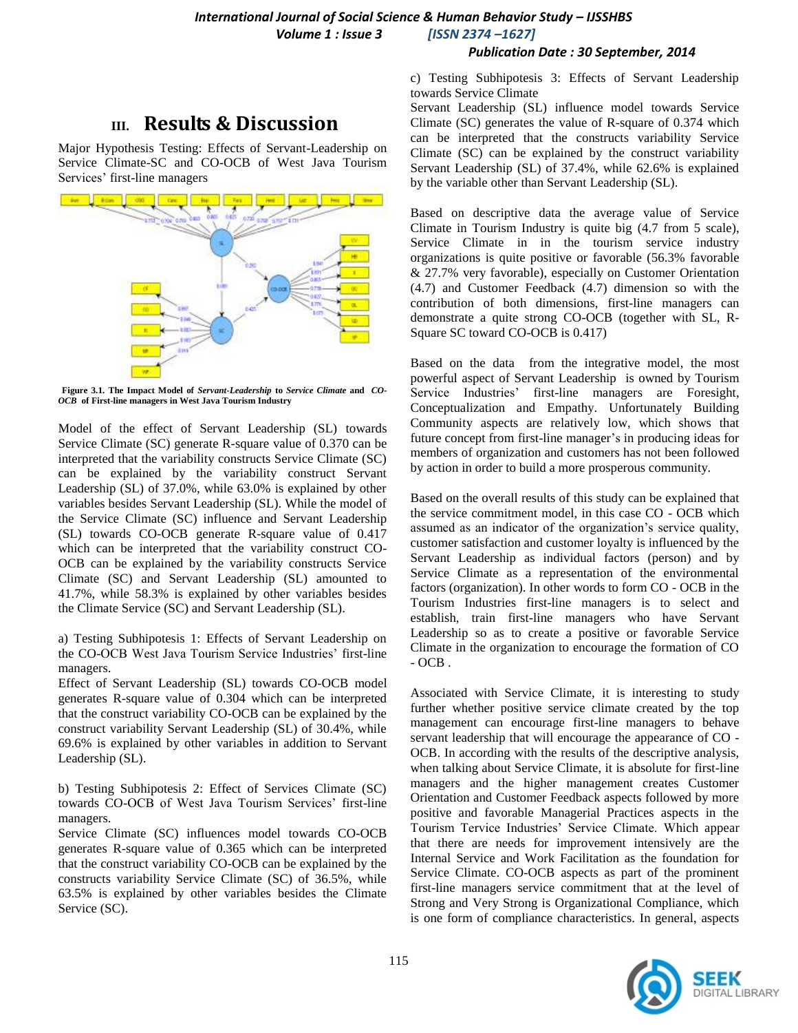## III. Results & Discussion

Major Hypothesis Testing: Effects of Servant-Leadership on Service Climate-SC and CO-OCB of West Java Tourism Services' first-line managers

**Figure 3.1. The Impact Model of *Servant-Leadership* to *Service Climate* and *CO-OCB* of First-line managers in West Java Tourism Industry**

Model of the effect of Servant Leadership (SL) towards Service Climate (SC) generate R-square value of 0.370 can be interpreted that the variability constructs Service Climate (SC) can be explained by the variability construct Servant Leadership (SL) of 37.0%, while 63.0% is explained by other variables besides Servant Leadership (SL). While the model of the Service Climate (SC) influence and Servant Leadership (SL) towards CO-OCB generate R-square value of 0.417 which can be interpreted that the variability construct CO-OCB can be explained by the variability constructs Service Climate (SC) and Servant Leadership (SL) amounted to 41.7%, while 58.3% is explained by other variables besides the Climate Service (SC) and Servant Leadership (SL).

a) Testing Subhipotesis 1: Effects of Servant Leadership on the CO-OCB West Java Tourism Service Industries' first-line managers.

Effect of Servant Leadership (SL) towards CO-OCB model generates R-square value of 0.304 which can be interpreted that the construct variability CO-OCB can be explained by the construct variability Servant Leadership (SL) of 30.4%, while 69.6% is explained by other variables in addition to Servant Leadership (SL).

b) Testing Subhipotesis 2: Effect of Services Climate (SC) towards CO-OCB of West Java Tourism Services' first-line managers.

Service Climate (SC) influences model towards CO-OCB generates R-square value of 0.365 which can be interpreted that the construct variability CO-OCB can be explained by the constructs variability Service Climate (SC) of 36.5%, while 63.5% is explained by other variables besides the Climate Service (SC).

c) Testing Subhipotesis 3: Effects of Servant Leadership towards Service Climate

Servant Leadership (SL) influence model towards Service Climate (SC) generates the value of R-square of 0.374 which can be interpreted that the constructs variability Service Climate (SC) can be explained by the construct variability Servant Leadership (SL) of 37.4%, while 62.6% is explained by the variable other than Servant Leadership (SL).

Based on descriptive data the average value of Service Climate in Tourism Industry is quite big (4.7 from 5 scale), Service Climate in in the tourism service industry organizations is quite positive or favorable (56.3% favorable & 27.7% very favorable), especially on Customer Orientation (4.7) and Customer Feedback (4.7) dimension so with the contribution of both dimensions, first-line managers can demonstrate a quite strong CO-OCB (together with SL, R-Square SC toward CO-OCB is 0.417)

Based on the data from the integrative model, the most powerful aspect of Servant Leadership is owned by Tourism Service Industries' first-line managers are Foresight, Conceptualization and Empathy. Unfortunately Building Community aspects are relatively low, which shows that future concept from first-line manager's in producing ideas for members of organization and customers has not been followed by action in order to build a more prosperous community.

Based on the overall results of this study can be explained that the service commitment model, in this case CO - OCB which assumed as an indicator of the organization's service quality, customer satisfaction and customer loyalty is influenced by the Servant Leadership as individual factors (person) and by Service Climate as a representation of the environmental factors (organization). In other words to form CO - OCB in the Tourism Industries first-line managers is to select and establish, train first-line managers who have Servant Leadership so as to create a positive or favorable Service Climate in the organization to encourage the formation of CO - OCB .

Associated with Service Climate, it is interesting to study further whether positive service climate created by the top management can encourage first-line managers to behave servant leadership that will encourage the appearance of CO - OCB. In according with the results of the descriptive analysis, when talking about Service Climate, it is absolute for first-line managers and the higher management creates Customer Orientation and Customer Feedback aspects followed by more positive and favorable Managerial Practices aspects in the Tourism Tervice Industries' Service Climate. Which appear that there are needs for improvement intensively are the Internal Service and Work Facilitation as the foundation for Service Climate. CO-OCB aspects as part of the prominent first-line managers service commitment that at the level of Strong and Very Strong is Organizational Compliance, which is one form of compliance characteristics. In general, aspects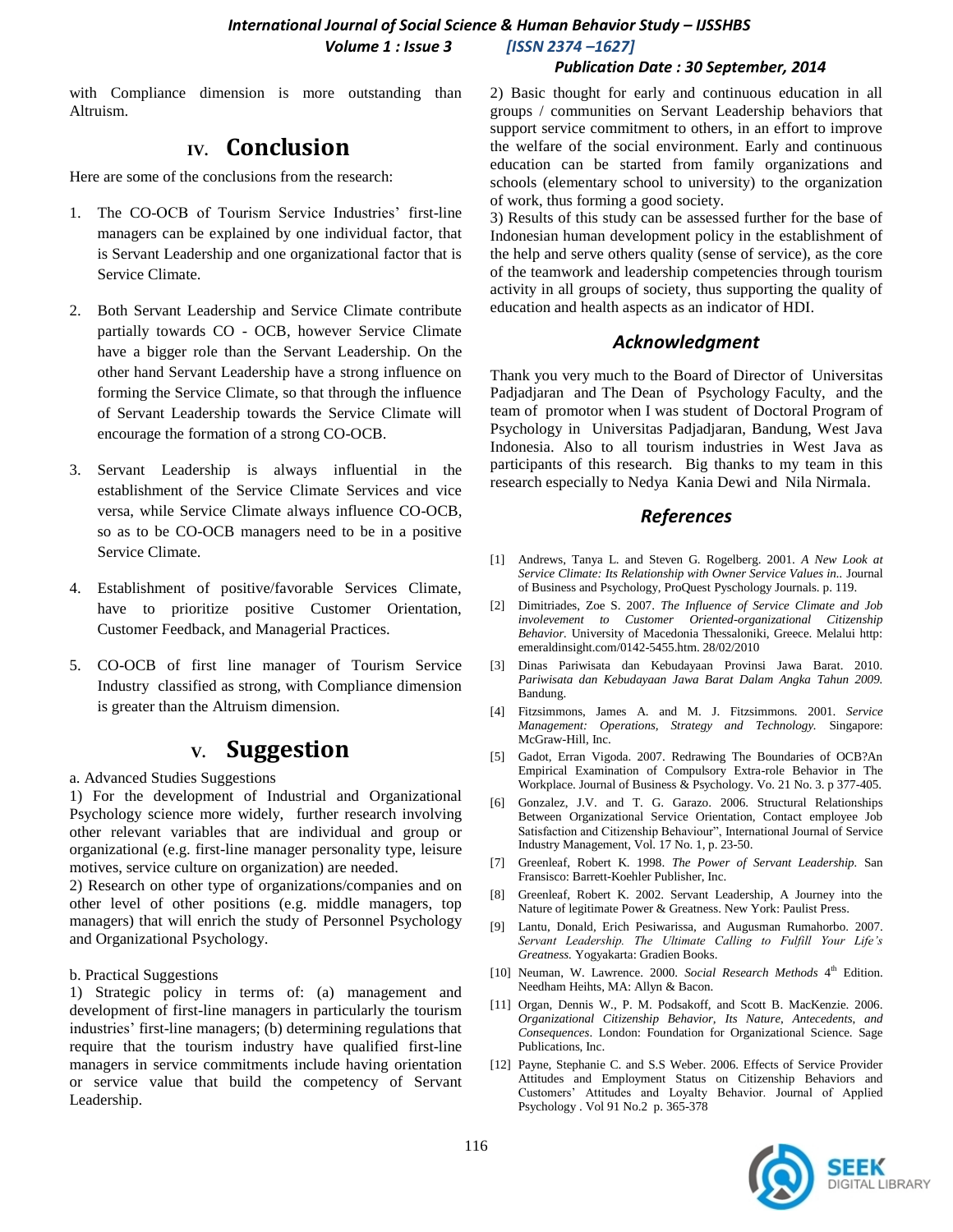with Compliance dimension is more outstanding than Altruism.

## IV. Conclusion

Here are some of the conclusions from the research:

1. The CO-OCB of Tourism Service Industries' first-line managers can be explained by one individual factor, that is Servant Leadership and one organizational factor that is Service Climate.

2. Both Servant Leadership and Service Climate contribute partially towards CO - OCB, however Service Climate have a bigger role than the Servant Leadership. On the other hand Servant Leadership have a strong influence on forming the Service Climate, so that through the influence of Servant Leadership towards the Service Climate will encourage the formation of a strong CO-OCB.

3. Servant Leadership is always influential in the establishment of the Service Climate Services and vice versa, while Service Climate always influence CO-OCB, so as to be CO-OCB managers need to be in a positive Service Climate.

4. Establishment of positive/favorable Services Climate, have to prioritize positive Customer Orientation, Customer Feedback, and Managerial Practices.

5. CO-OCB of first line manager of Tourism Service Industry classified as strong, with Compliance dimension is greater than the Altruism dimension.

## V. Suggestion

a. Advanced Studies Suggestions

1) For the development of Industrial and Organizational Psychology science more widely, further research involving other relevant variables that are individual and group or organizational (e.g. first-line manager personality type, leisure motives, service culture on organization) are needed.

2) Research on other type of organizations/companies and on other level of other positions (e.g. middle managers, top managers) that will enrich the study of Personnel Psychology and Organizational Psychology.

b. Practical Suggestions

1) Strategic policy in terms of: (a) management and development of first-line managers in particularly the tourism industries' first-line managers; (b) determining regulations that require that the tourism industry have qualified first-line managers in service commitments include having orientation or service value that build the competency of Servant Leadership.

2) Basic thought for early and continuous education in all groups / communities on Servant Leadership behaviors that support service commitment to others, in an effort to improve the welfare of the social environment. Early and continuous education can be started from family organizations and schools (elementary school to university) to the organization of work, thus forming a good society.

3) Results of this study can be assessed further for the base of Indonesian human development policy in the establishment of the help and serve others quality (sense of service), as the core of the teamwork and leadership competencies through tourism activity in all groups of society, thus supporting the quality of education and health aspects as an indicator of HDI.

## Acknowledgment

Thank you very much to the Board of Director of Universitas Padjadjaran and The Dean of Psychology Faculty, and the team of promotor when I was student of Doctoral Program of Psychology in Universitas Padjadjaran, Bandung, West Java Indonesia. Also to all tourism industries in West Java as participants of this research. Big thanks to my team in this research especially to Nedya Kania Dewi and Nila Nirmala.

## References

[1] Andrews, Tanya L. and Steven G. Rogelberg. 2001. *A New Look at Service Climate: Its Relationship with Owner Service Values in..* Journal of Business and Psychology, ProQuest Pyschology Journals. p. 119.

[2] Dimitriades, Zoe S. 2007. *The Influence of Service Climate and Job involevement to Customer Oriented-organizational Citizenship Behavior.* University of Macedonia Thessaloniki, Greece. Melalui http: emeraldinsight.com/0142-5455.htm. 28/02/2010

[3] Dinas Pariwisata dan Kebudayaan Provinsi Jawa Barat. 2010. *Pariwisata dan Kebudayaan Jawa Barat Dalam Angka Tahun 2009.* Bandung.

[4] Fitzsimmons, James A. and M. J. Fitzsimmons. 2001. *Service Management: Operations, Strategy and Technology.* Singapore: McGraw-Hill, Inc.

[5] Gadot, Erran Vigoda. 2007. Redrawing The Boundaries of OCB?An Empirical Examination of Compulsory Extra-role Behavior in The Workplace. Journal of Business & Psychology. Vo. 21 No. 3. p 377-405.

[6] Gonzalez, J.V. and T. G. Garazo. 2006. Structural Relationships Between Organizational Service Orientation, Contact employee Job Satisfaction and Citizenship Behaviour", International Journal of Service Industry Management, Vol. 17 No. 1, p. 23-50.

[7] Greenleaf, Robert K. 1998. *The Power of Servant Leadership.* San Fransisco: Barrett-Koehler Publisher, Inc.

[8] Greenleaf, Robert K. 2002. Servant Leadership, A Journey into the Nature of legitimate Power & Greatness. New York: Paulist Press.

[9] Lantu, Donald, Erich Pesiwarissa, and Augusman Rumahorbo. 2007. *Servant Leadership. The Ultimate Calling to Fulfill Your Life's Greatness.* Yogyakarta: Gradien Books.

[10] Neuman, W. Lawrence. 2000. *Social Research Methods* 4th Edition. Needham Heihts, MA: Allyn & Bacon.

[11] Organ, Dennis W., P. M. Podsakoff, and Scott B. MacKenzie. 2006. *Organizational Citizenship Behavior, Its Nature, Antecedents, and Consequences*. London: Foundation for Organizational Science. Sage Publications, Inc.

[12] Payne, Stephanie C. and S.S Weber. 2006. Effects of Service Provider Attitudes and Employment Status on Citizenship Behaviors and Customers' Attitudes and Loyalty Behavior. Journal of Applied Psychology . Vol 91 No.2 p. 365-378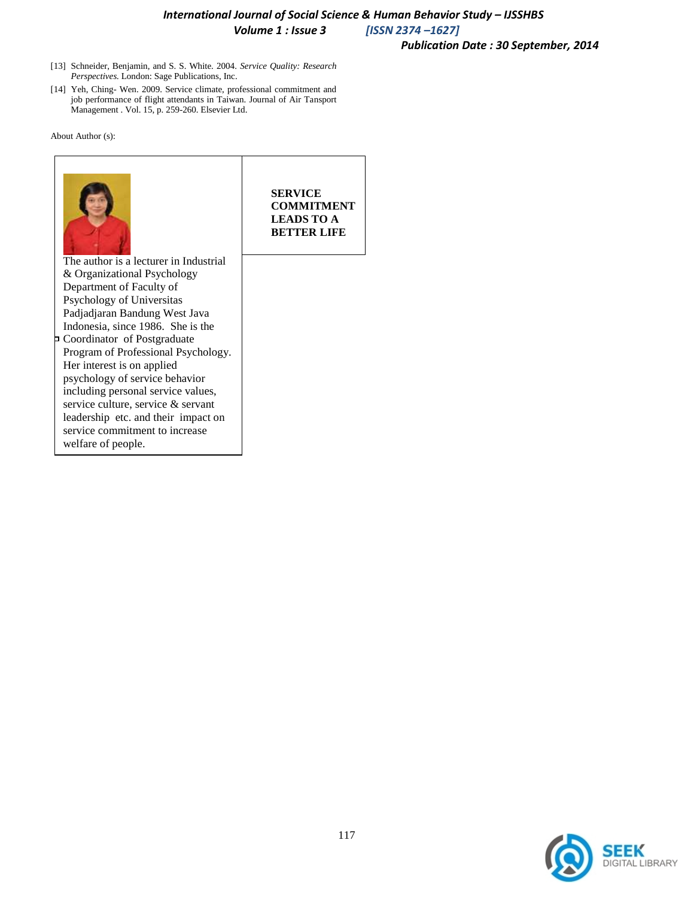[13] Schneider, Benjamin, and S. S. White. 2004. *Service Quality: Research Perspectives.* London: Sage Publications, Inc.

[14] Yeh, Ching- Wen. 2009. Service climate, professional commitment and job performance of flight attendants in Taiwan. Journal of Air Tansport Management . Vol. 15, p. 259-260. Elsevier Ltd.

About Author (s):

| | |
|---|---|
| The author is a lecturer in Industrial & Organizational Psychology Department of Faculty of Psychology of Universitas Padjadjaran Bandung West Java Indonesia, since 1986. She is the Coordinator of Postgraduate Program of Professional Psychology. Her interest is on applied psychology of service behavior including personal service values, service culture, service & servant leadership etc. and their impact on service commitment to increase welfare of people. | **SERVICE COMMITMENT LEADS TO A BETTER LIFE** |